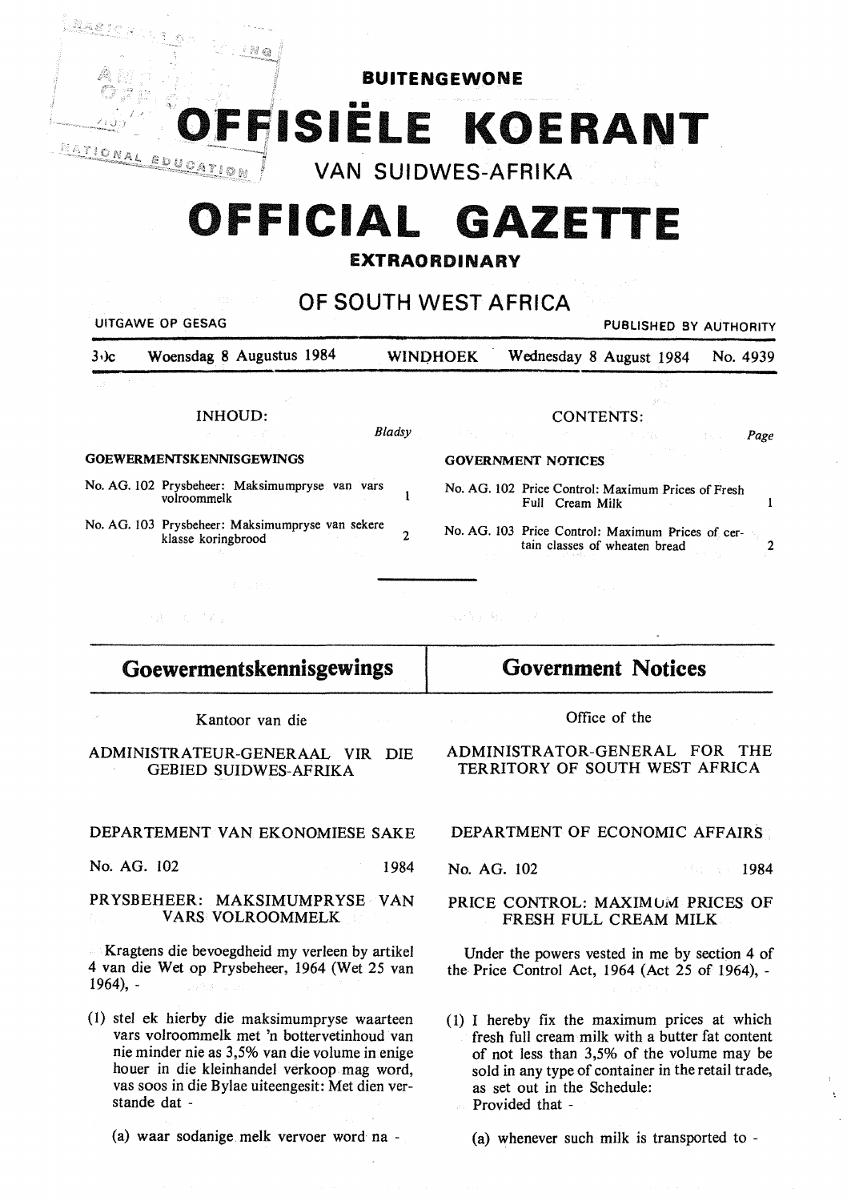# BUITENGEWONE

# OFFISIËLE KOERANT

## VAN SUIDWES-AFRIKA

# OFFICIAL GAZETTE

## EXTRAORDINARY

## OF SOUTH WEST AFRICA

UITGAWE OP GESAG — PUBLISHED BY AUTHORITY

30c — Woensdag 8 Augustus 1984 — WINDHOEK — Wednesday 8 August 1984 — No. 4939

**INHOUD:**

| | Bladsy |
|---|---|
| **GOEWERMENTSKENNISGEWINGS** | |
| No. AG. 102 Prysbeheer: Maksimumpryse van vars volroommelk | 1 |
| No. AG. 103 Prysbeheer: Maksimumpryse van sekere klasse koringbrood | 2 |

**CONTENTS:**

| | Page |
|---|---|
| **GOVERNMENT NOTICES** | |
| No. AG. 102 Price Control: Maximum Prices of Fresh Full Cream Milk | 1 |
| No. AG. 103 Price Control: Maximum Prices of certain classes of wheaten bread | 2 |

---

## Goewermentskennisgewings

Kantoor van die

ADMINISTRATEUR-GENERAAL VIR DIE GEBIED SUIDWES-AFRIKA

DEPARTEMENT VAN EKONOMIESE SAKE

No. AG. 102 — 1984

### PRYSBEHEER: MAKSIMUMPRYSE VAN VARS VOLROOMMELK

Kragtens die bevoegdheid my verleen by artikel 4 van die Wet op Prysbeheer, 1964 (Wet 25 van 1964), -

(1) stel ek hierby die maksimumpryse waarteen vars volroommelk met 'n bottervetinhoud van nie minder nie as 3,5% van die volume in enige houer in die kleinhandel verkoop mag word, vas soos in die Bylae uiteengesit: Met dien verstande dat -

(a) waar sodanige melk vervoer word na -

## Government Notices

Office of the

ADMINISTRATOR-GENERAL FOR THE TERRITORY OF SOUTH WEST AFRICA

DEPARTMENT OF ECONOMIC AFFAIRS

No. AG. 102 — 1984

### PRICE CONTROL: MAXIMUM PRICES OF FRESH FULL CREAM MILK

Under the powers vested in me by section 4 of the Price Control Act, 1964 (Act 25 of 1964), -

(1) I hereby fix the maximum prices at which fresh full cream milk with a butter fat content of not less than 3,5% of the volume may be sold in any type of container in the retail trade, as set out in the Schedule:
Provided that -

(a) whenever such milk is transported to -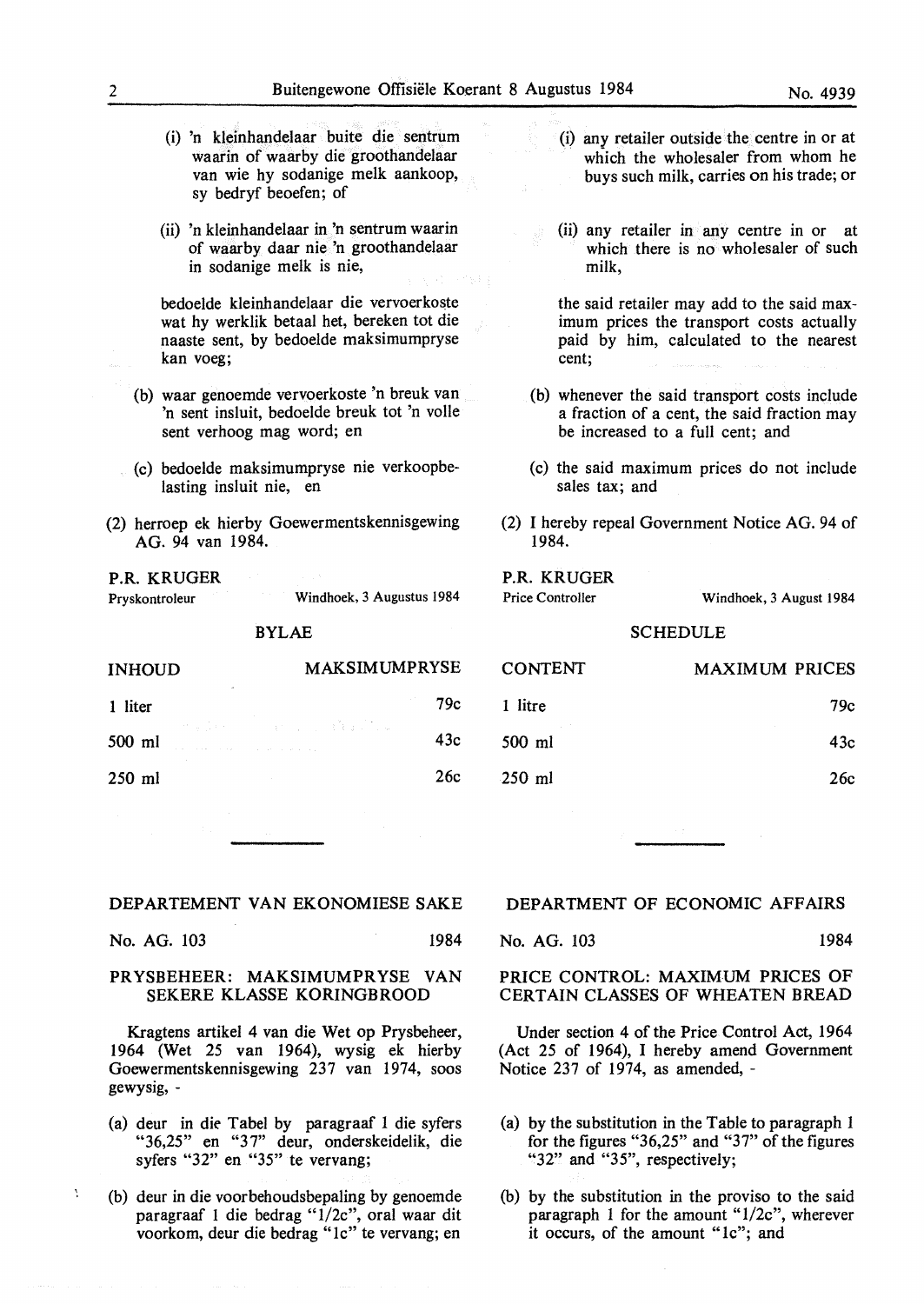(i) 'n kleinhandelaar buite die sentrum waarin of waarby die groothandelaar van wie hy sodanige melk aankoop, sy bedryf beoefen; of

(ii) 'n kleinhandelaar in 'n sentrum waarin of waarby daar nie 'n groothandelaar in sodanige melk is nie,

bedoelde kleinhandelaar die vervoerkoste wat hy werklik betaal het, bereken tot die naaste sent, by bedoelde maksimumpryse kan voeg;

(b) waar genoemde vervoerkoste 'n breuk van 'n sent insluit, bedoelde breuk tot 'n volle sent verhoog mag word; en

(c) bedoelde maksimumpryse nie verkoopbelasting insluit nie, en

(2) herroep ek hierby Goewermentskennisgewing AG. 94 van 1984.

P.R. KRUGER
Pryskontroleur — Windhoek, 3 Augustus 1984

BYLAE

| INHOUD | MAKSIMUMPRYSE |
|---|---|
| 1 liter | 79c |
| 500 ml | 43c |
| 250 ml | 26c |

(i) any retailer outside the centre in or at which the wholesaler from whom he buys such milk, carries on his trade; or

(ii) any retailer in any centre in or at which there is no wholesaler of such milk,

the said retailer may add to the said maximum prices the transport costs actually paid by him, calculated to the nearest cent;

(b) whenever the said transport costs include a fraction of a cent, the said fraction may be increased to a full cent; and

(c) the said maximum prices do not include sales tax; and

(2) I hereby repeal Government Notice AG. 94 of 1984.

P.R. KRUGER
Price Controller — Windhoek, 3 August 1984

SCHEDULE

| CONTENT | MAXIMUM PRICES |
|---|---|
| 1 litre | 79c |
| 500 ml | 43c |
| 250 ml | 26c |

---

## DEPARTEMENT VAN EKONOMIESE SAKE

No. AG. 103 — 1984

### PRYSBEHEER: MAKSIMUMPRYSE VAN SEKERE KLASSE KORINGBROOD

Kragtens artikel 4 van die Wet op Prysbeheer, 1964 (Wet 25 van 1964), wysig ek hierby Goewermentskennisgewing 237 van 1974, soos gewysig, -

(a) deur in die Tabel by paragraaf 1 die syfers "36,25" en "37" deur, onderskeidelik, die syfers "32" en "35" te vervang;

(b) deur in die voorbehoudsbepaling by genoemde paragraaf 1 die bedrag "1/2c", oral waar dit voorkom, deur die bedrag "1c" te vervang; en

## DEPARTMENT OF ECONOMIC AFFAIRS

No. AG. 103 — 1984

### PRICE CONTROL: MAXIMUM PRICES OF CERTAIN CLASSES OF WHEATEN BREAD

Under section 4 of the Price Control Act, 1964 (Act 25 of 1964), I hereby amend Government Notice 237 of 1974, as amended, -

(a) by the substitution in the Table to paragraph 1 for the figures "36,25" and "37" of the figures "32" and "35", respectively;

(b) by the substitution in the proviso to the said paragraph 1 for the amount "1/2c", wherever it occurs, of the amount "1c"; and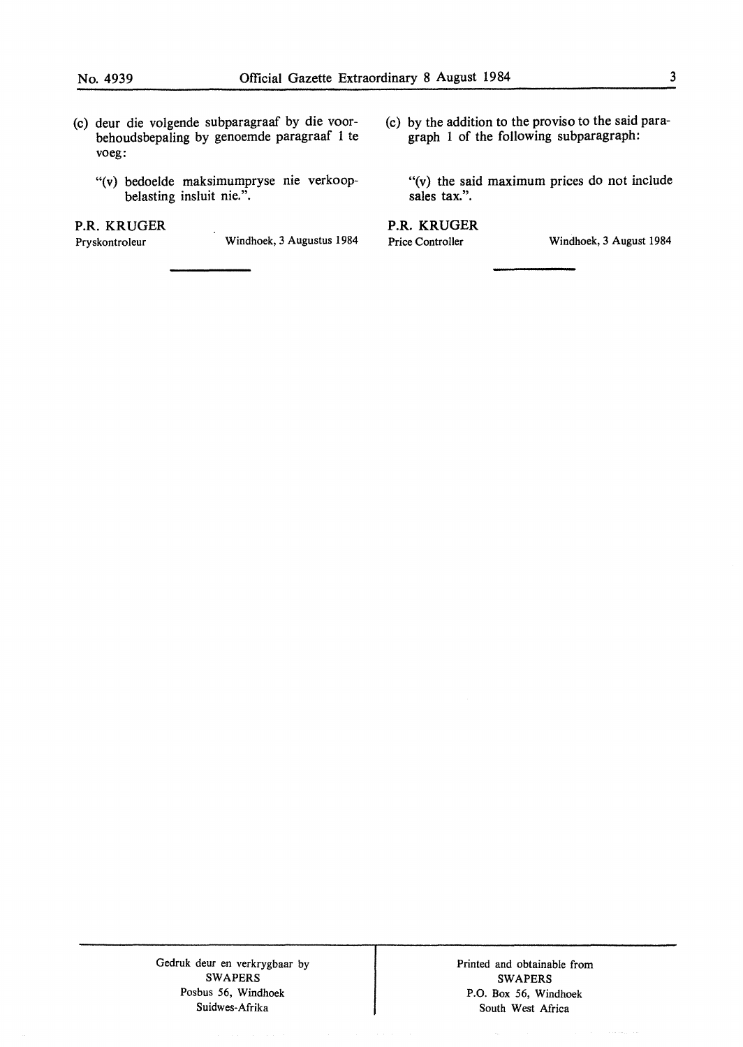(c) deur die volgende subparagraaf by die voorbehoudsbepaling by genoemde paragraaf 1 te voeg:

"(v) bedoelde maksimumpryse nie verkoopbelasting insluit nie.".

P.R. KRUGER
Pryskontroleur

Windhoek, 3 Augustus 1984

(c) by the addition to the proviso to the said paragraph 1 of the following subparagraph:

"(v) the said maximum prices do not include sales tax.".

P.R. KRUGER
Price Controller

Windhoek, 3 August 1984

---

Gedruk deur en verkrygbaar by
SWAPERS
Posbus 56, Windhoek
Suidwes-Afrika

Printed and obtainable from
SWAPERS
P.O. Box 56, Windhoek
South West Africa